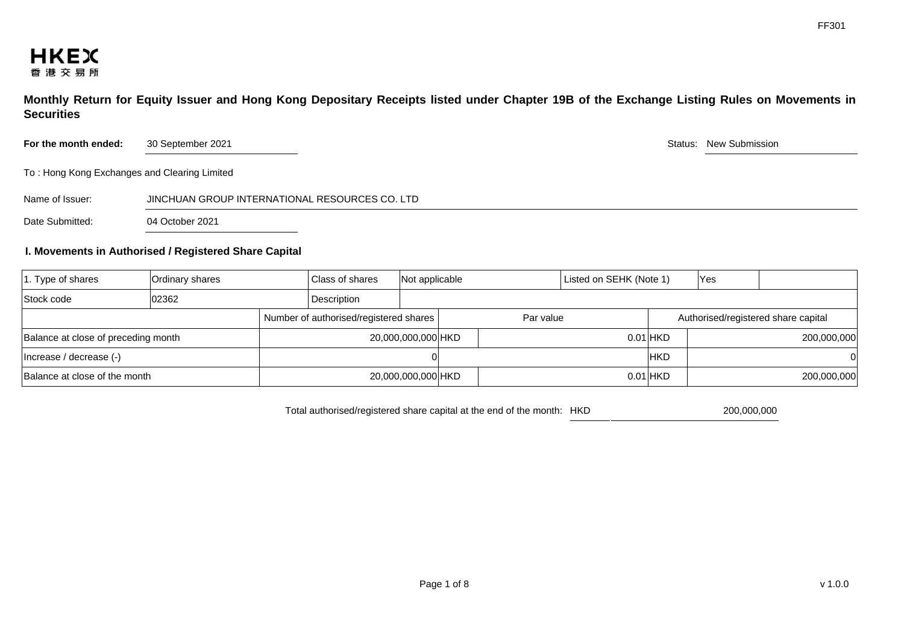FF301

**HKEX**
**香港交易所**

## Monthly Return for Equity Issuer and Hong Kong Depositary Receipts listed under Chapter 19B of the Exchange Listing Rules on Movements in Securities

**For the month ended:** 30 September 2021

Status: New Submission

To : Hong Kong Exchanges and Clearing Limited

Name of Issuer: JINCHUAN GROUP INTERNATIONAL RESOURCES CO. LTD

Date Submitted: 04 October 2021

### I. Movements in Authorised / Registered Share Capital

| 1. Type of shares | Ordinary shares | Class of shares | Not applicable | Listed on SEHK (Note 1) | Yes |
|---|---|---|---|---|---|
| Stock code | 02362 | Description | | | |

| | Number of authorised/registered shares | | Par value | | Authorised/registered share capital |
|---|---|---|---|---|---|
| Balance at close of preceding month | 20,000,000,000 | HKD | 0.01 | HKD | 200,000,000 |
| Increase / decrease (-) | 0 | | | HKD | 0 |
| Balance at close of the month | 20,000,000,000 | HKD | 0.01 | HKD | 200,000,000 |

Total authorised/registered share capital at the end of the month: HKD 200,000,000

v 1.0.0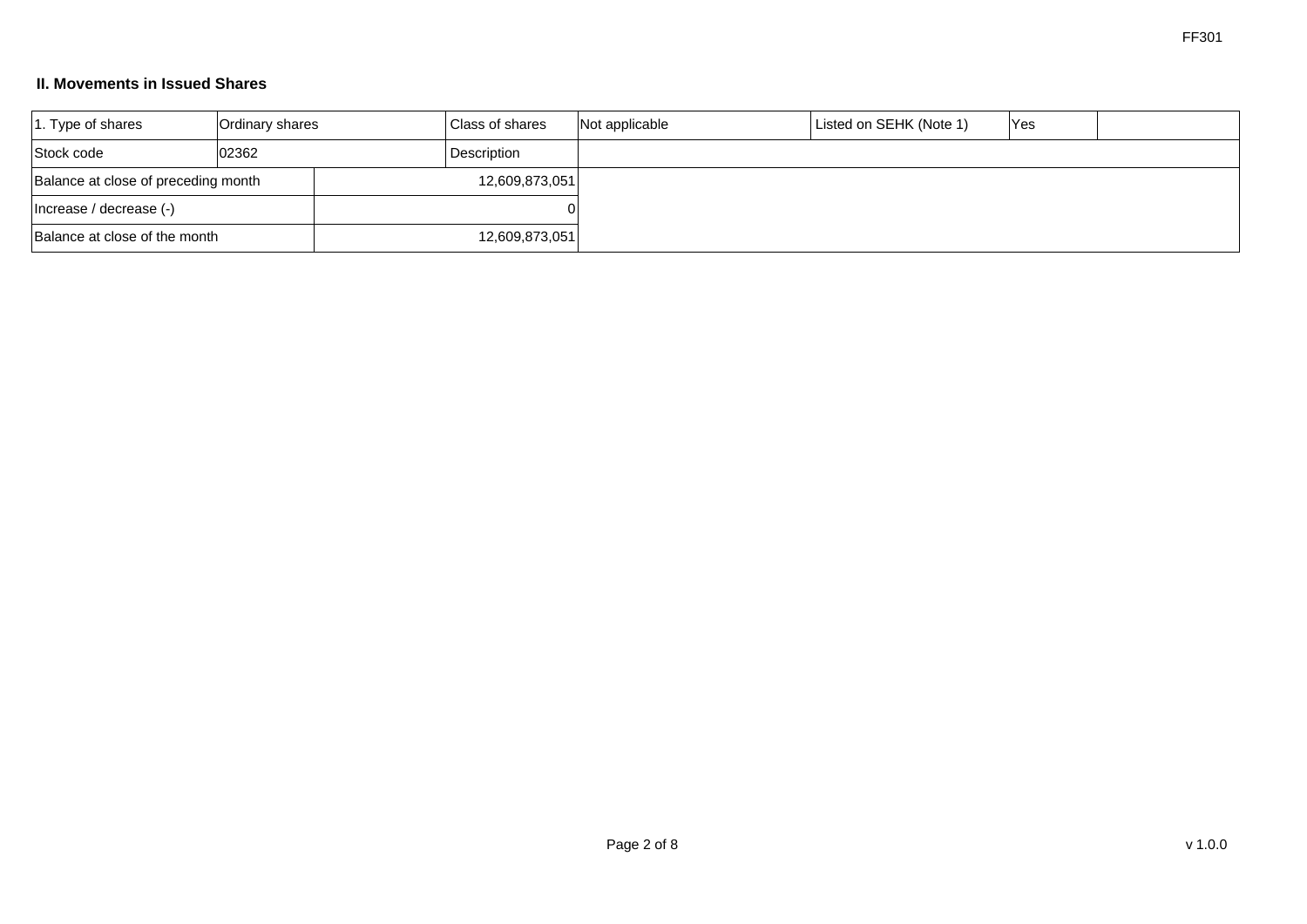## II. Movements in Issued Shares

| 1. Type of shares | Ordinary shares | | Class of shares | Not applicable | Listed on SEHK (Note 1) | Yes | |
|---|---|---|---|---|---|---|---|
| Stock code | 02362 | | Description | | | | |
| Balance at close of preceding month | | 12,609,873,051 | | | | | |
| Increase / decrease (-) | | 0 | | | | | |
| Balance at close of the month | | 12,609,873,051 | | | | | |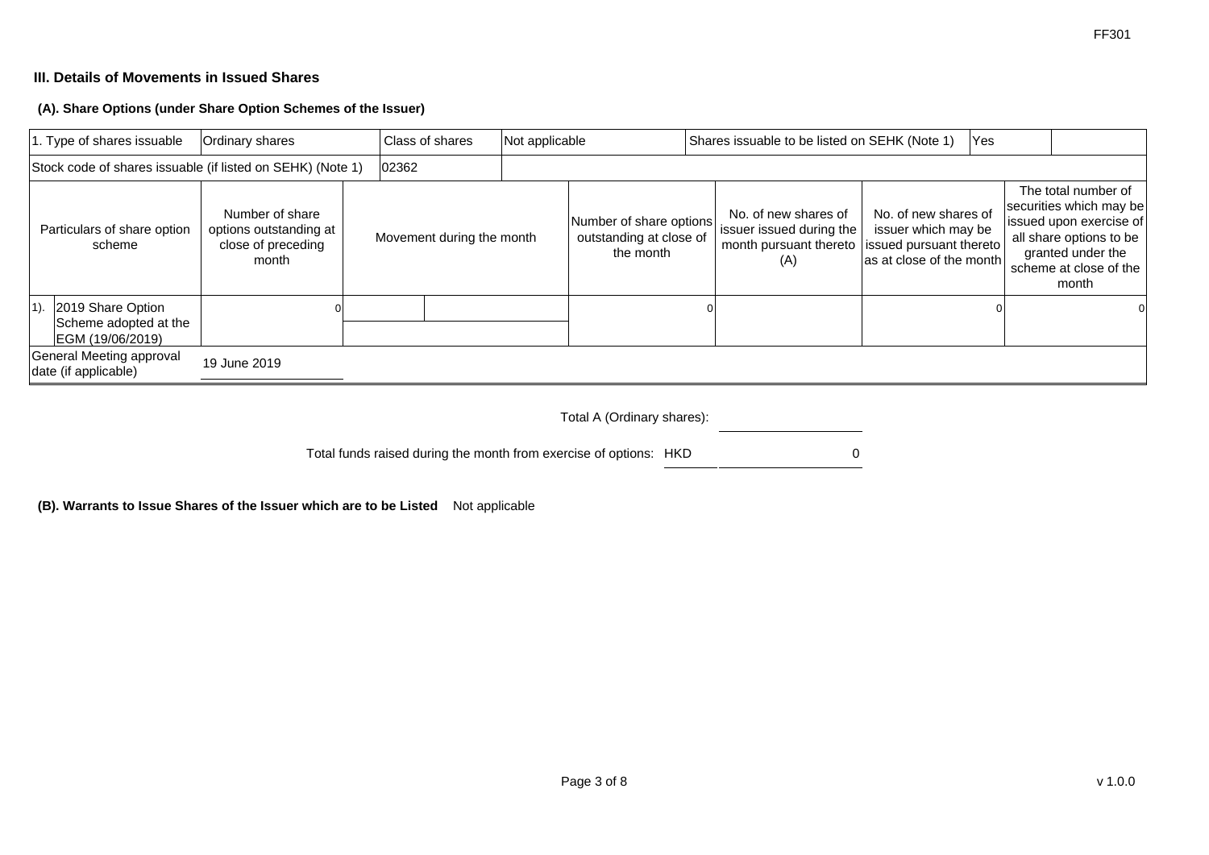FF301

### III. Details of Movements in Issued Shares

#### (A). Share Options (under Share Option Schemes of the Issuer)

| 1. Type of shares issuable | Ordinary shares | Class of shares | Not applicable | Shares issuable to be listed on SEHK (Note 1) | Yes | |
|---|---|---|---|---|---|---|
| Stock code of shares issuable (if listed on SEHK) (Note 1) | | 02362 | | | | |

| Particulars of share option scheme | Number of share options outstanding at close of preceding month | Movement during the month | | Number of share options outstanding at close of the month | No. of new shares of issuer issued during the month pursuant thereto (A) | No. of new shares of issuer which may be issued pursuant thereto as at close of the month | The total number of securities which may be issued upon exercise of all share options to be granted under the scheme at close of the month |
|---|---|---|---|---|---|---|---|
| 1). 2019 Share Option Scheme adopted at the EGM (19/06/2019) | 0 | | | 0 | | 0 | 0 |
| General Meeting approval date (if applicable) | 19 June 2019 | | | | | | |

Total A (Ordinary shares):

Total funds raised during the month from exercise of options: HKD 0

#### (B). Warrants to Issue Shares of the Issuer which are to be Listed Not applicable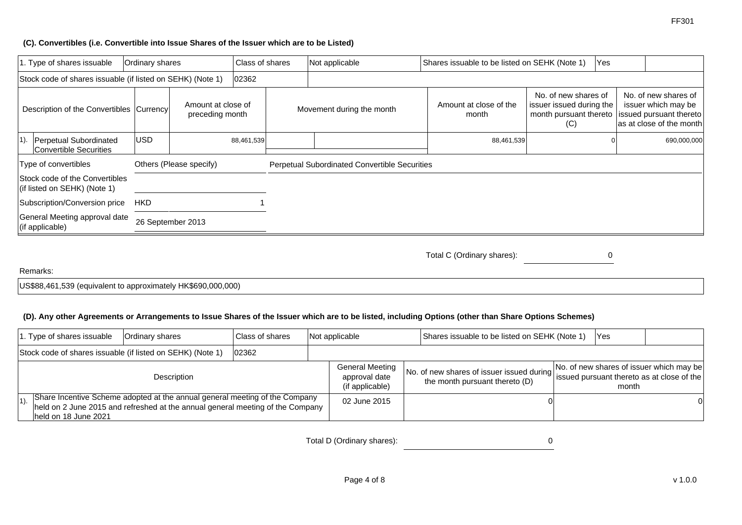### (C). Convertibles (i.e. Convertible into Issue Shares of the Issuer which are to be Listed)

| 1. Type of shares issuable | Ordinary shares | | Class of shares | Not applicable | | Shares issuable to be listed on SEHK (Note 1) | Yes | |
|---|---|---|---|---|---|---|---|---|
| Stock code of shares issuable (if listed on SEHK) (Note 1) | | | 02362 | | | | | |
| Description of the Convertibles | Currency | Amount at close of preceding month | | Movement during the month | | Amount at close of the month | No. of new shares of issuer issued during the month pursuant thereto (C) | No. of new shares of issuer which may be issued pursuant thereto as at close of the month |
| 1). Perpetual Subordinated Convertible Securities | USD | 88,461,539 | | | | 88,461,539 | 0 | 690,000,000 |
| Type of convertibles | Others (Please specify) | | Perpetual Subordinated Convertible Securities | | | | | |
| Stock code of the Convertibles (if listed on SEHK) (Note 1) | | | | | | | | |
| Subscription/Conversion price | HKD | 1 | | | | | | |
| General Meeting approval date (if applicable) | 26 September 2013 | | | | | | | |

Total C (Ordinary shares): 0

Remarks:

US$88,461,539 (equivalent to approximately HK$690,000,000)

### (D). Any other Agreements or Arrangements to Issue Shares of the Issuer which are to be listed, including Options (other than Share Options Schemes)

| 1. Type of shares issuable | Ordinary shares | Class of shares | Not applicable | Shares issuable to be listed on SEHK (Note 1) | Yes |
|---|---|---|---|---|---|
| Stock code of shares issuable (if listed on SEHK) (Note 1) | | 02362 | | | |
| Description | | | General Meeting approval date (if applicable) | No. of new shares of issuer issued during the month pursuant thereto (D) | No. of new shares of issuer which may be issued pursuant thereto as at close of the month |
| 1). Share Incentive Scheme adopted at the annual general meeting of the Company held on 2 June 2015 and refreshed at the annual general meeting of the Company held on 18 June 2021 | | | 02 June 2015 | 0 | 0 |

Total D (Ordinary shares): 0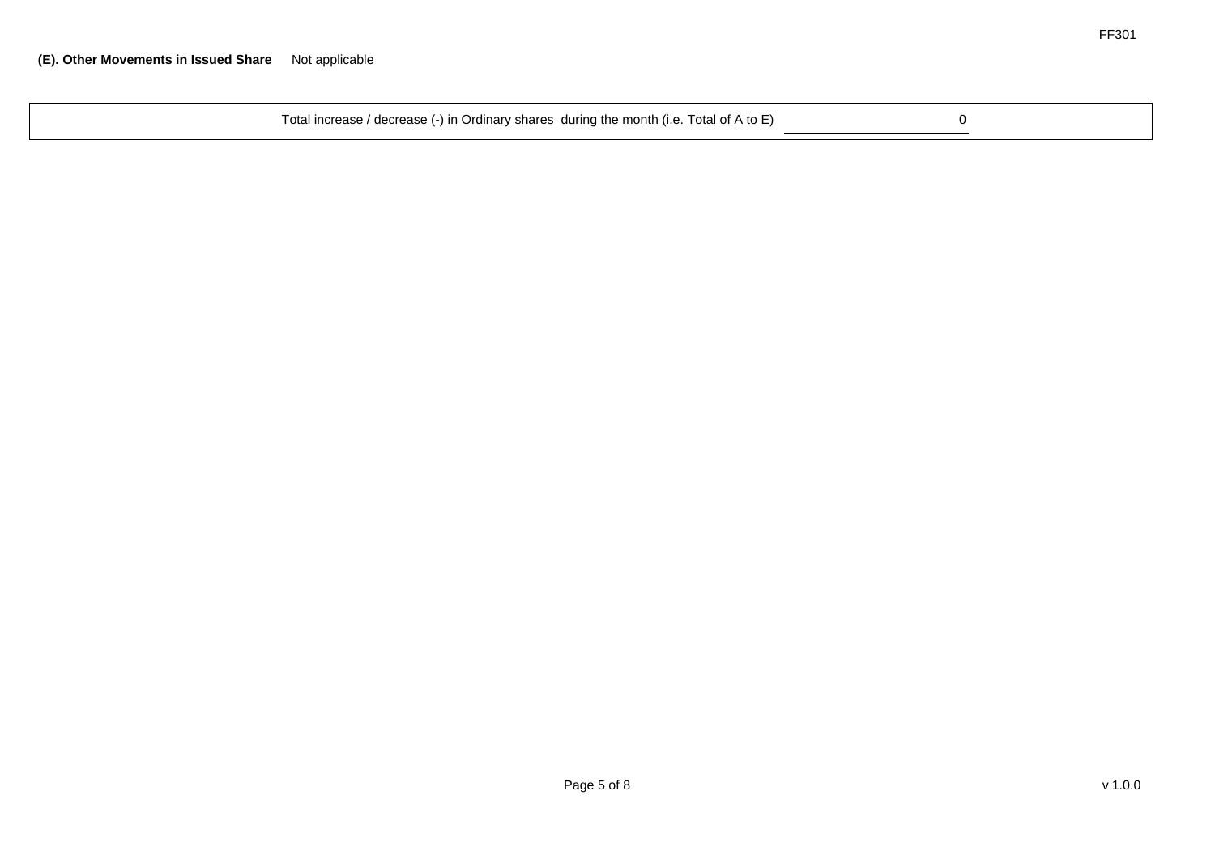**(E). Other Movements in Issued Share** Not applicable

| Total increase / decrease (-) in Ordinary shares during the month (i.e. Total of A to E) | 0 |
|---|---|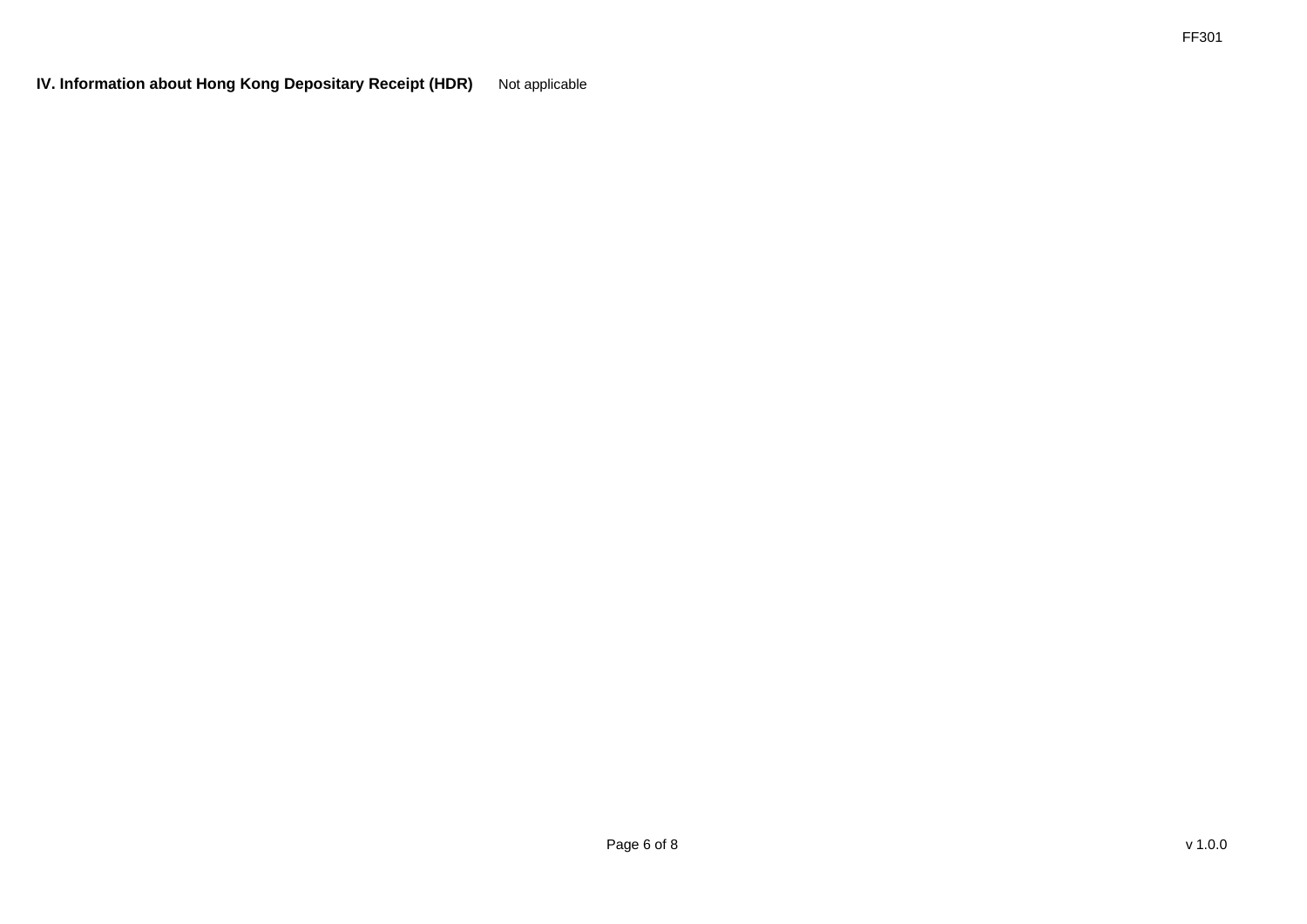**IV. Information about Hong Kong Depositary Receipt (HDR)** Not applicable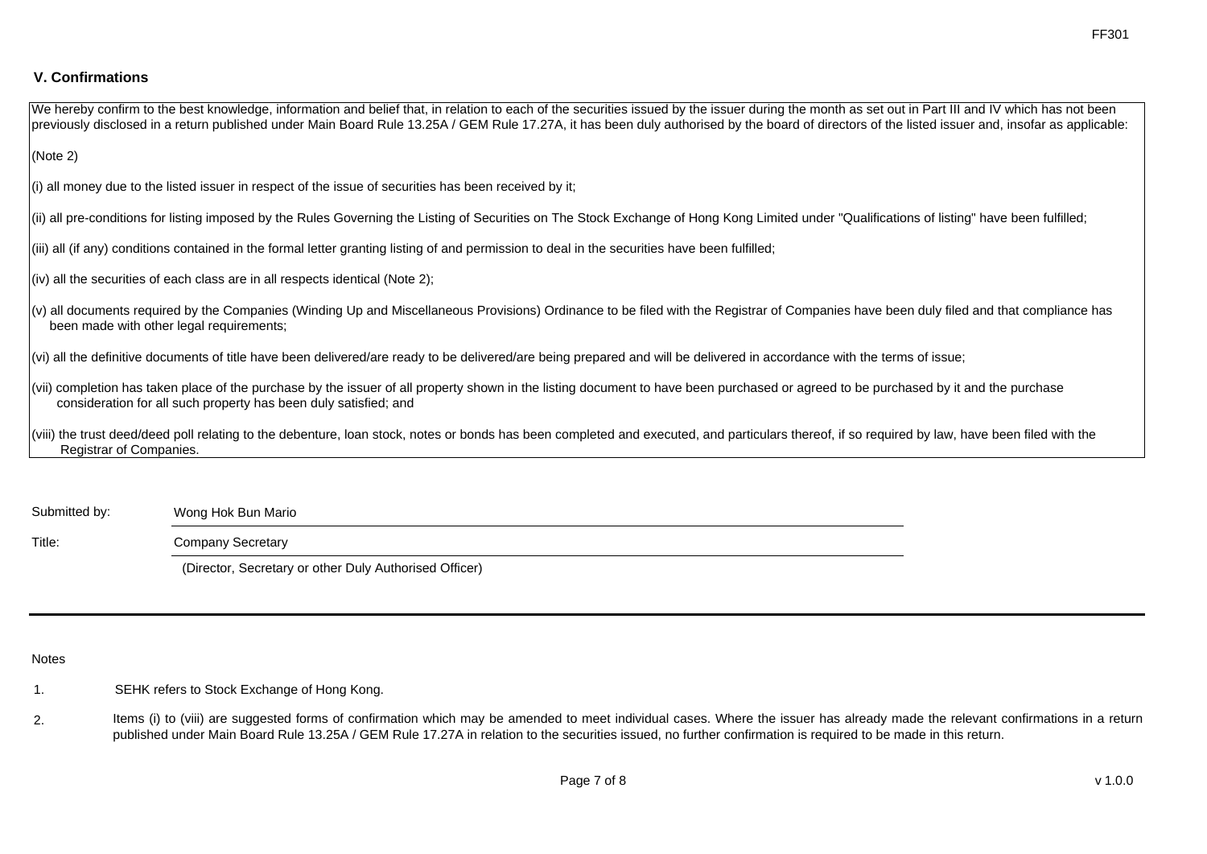## V. Confirmations

We hereby confirm to the best knowledge, information and belief that, in relation to each of the securities issued by the issuer during the month as set out in Part III and IV which has not been previously disclosed in a return published under Main Board Rule 13.25A / GEM Rule 17.27A, it has been duly authorised by the board of directors of the listed issuer and, insofar as applicable:

(Note 2)

(i) all money due to the listed issuer in respect of the issue of securities has been received by it;

(ii) all pre-conditions for listing imposed by the Rules Governing the Listing of Securities on The Stock Exchange of Hong Kong Limited under "Qualifications of listing" have been fulfilled;

(iii) all (if any) conditions contained in the formal letter granting listing of and permission to deal in the securities have been fulfilled;

(iv) all the securities of each class are in all respects identical (Note 2);

(v) all documents required by the Companies (Winding Up and Miscellaneous Provisions) Ordinance to be filed with the Registrar of Companies have been duly filed and that compliance has been made with other legal requirements;

(vi) all the definitive documents of title have been delivered/are ready to be delivered/are being prepared and will be delivered in accordance with the terms of issue;

(vii) completion has taken place of the purchase by the issuer of all property shown in the listing document to have been purchased or agreed to be purchased by it and the purchase consideration for all such property has been duly satisfied; and

(viii) the trust deed/deed poll relating to the debenture, loan stock, notes or bonds has been completed and executed, and particulars thereof, if so required by law, have been filed with the Registrar of Companies.

Submitted by: Wong Hok Bun Mario

Title: Company Secretary

(Director, Secretary or other Duly Authorised Officer)

Notes

1. SEHK refers to Stock Exchange of Hong Kong.

2. Items (i) to (viii) are suggested forms of confirmation which may be amended to meet individual cases. Where the issuer has already made the relevant confirmations in a return published under Main Board Rule 13.25A / GEM Rule 17.27A in relation to the securities issued, no further confirmation is required to be made in this return.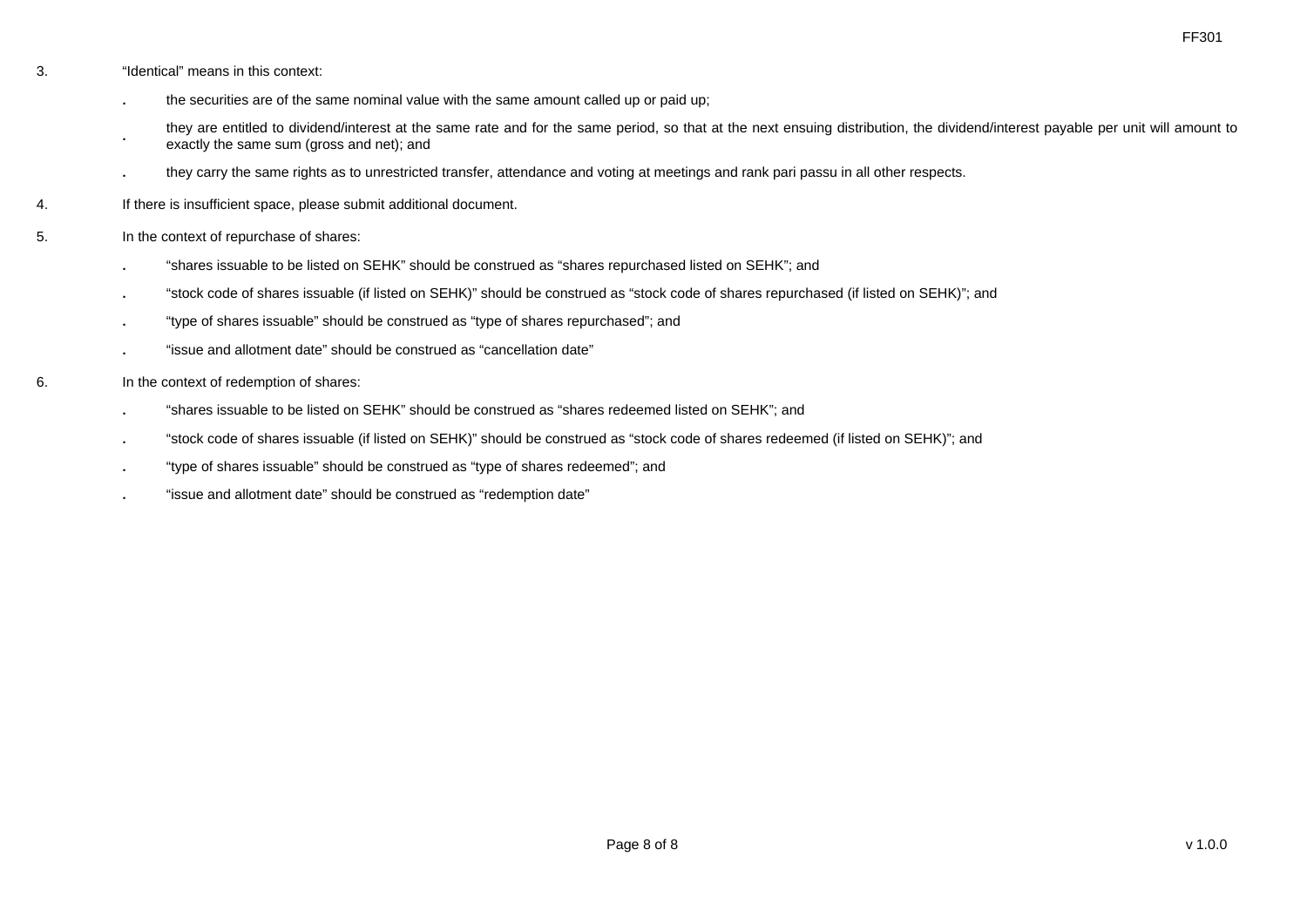3. "Identical" means in this context:

   - the securities are of the same nominal value with the same amount called up or paid up;
   - they are entitled to dividend/interest at the same rate and for the same period, so that at the next ensuing distribution, the dividend/interest payable per unit will amount to exactly the same sum (gross and net); and
   - they carry the same rights as to unrestricted transfer, attendance and voting at meetings and rank pari passu in all other respects.

4. If there is insufficient space, please submit additional document.

5. In the context of repurchase of shares:

   - "shares issuable to be listed on SEHK" should be construed as "shares repurchased listed on SEHK"; and
   - "stock code of shares issuable (if listed on SEHK)" should be construed as "stock code of shares repurchased (if listed on SEHK)"; and
   - "type of shares issuable" should be construed as "type of shares repurchased"; and
   - "issue and allotment date" should be construed as "cancellation date"

6. In the context of redemption of shares:

   - "shares issuable to be listed on SEHK" should be construed as "shares redeemed listed on SEHK"; and
   - "stock code of shares issuable (if listed on SEHK)" should be construed as "stock code of shares redeemed (if listed on SEHK)"; and
   - "type of shares issuable" should be construed as "type of shares redeemed"; and
   - "issue and allotment date" should be construed as "redemption date"